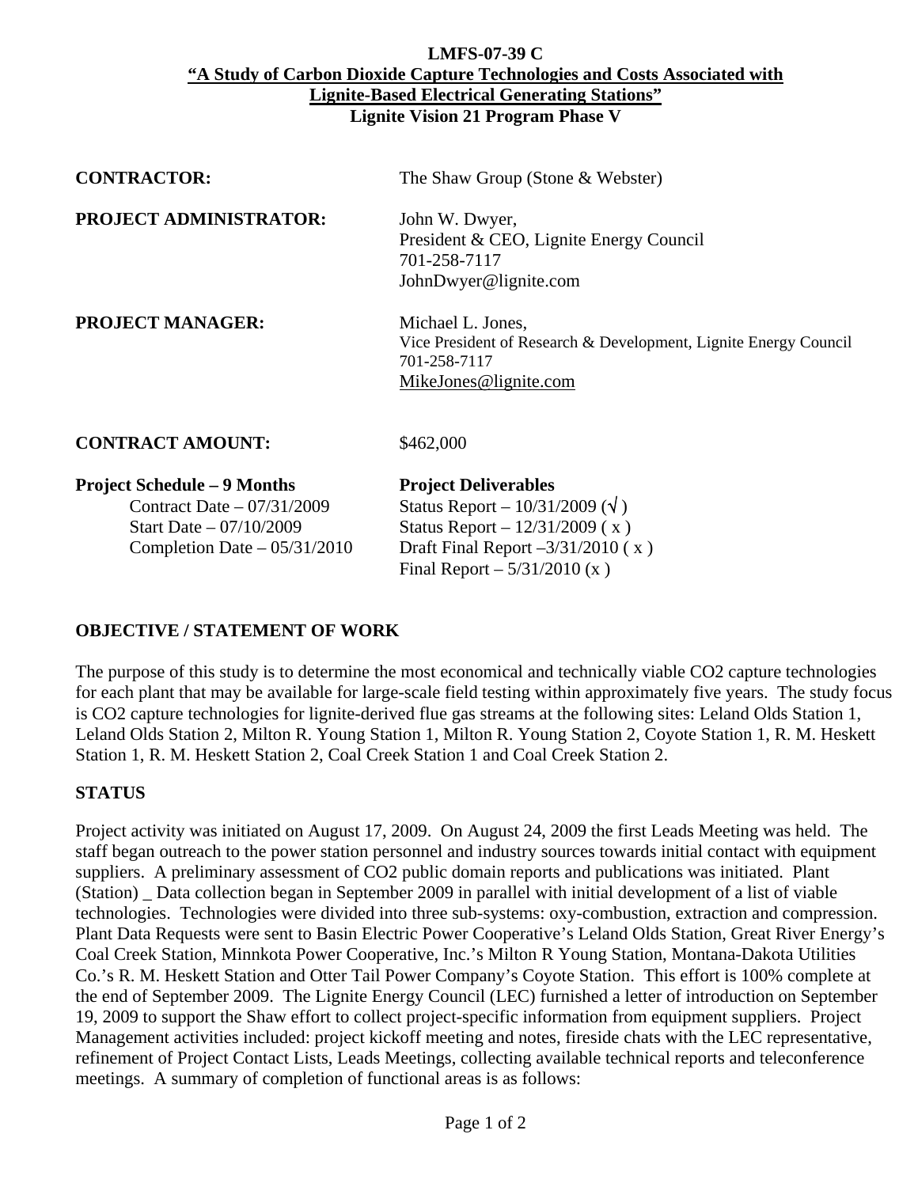**LMFS-07-39 C**

**"A Study of Carbon Dioxide Capture Technologies and Costs Associated with Lignite-Based Electrical Generating Stations"**

**Lignite Vision 21 Program Phase V**

**CONTRACTOR:** The Shaw Group (Stone & Webster)

**PROJECT ADMINISTRATOR:** John W. Dwyer,
President & CEO, Lignite Energy Council
701-258-7117
JohnDwyer@lignite.com

**PROJECT MANAGER:** Michael L. Jones,
Vice President of Research & Development, Lignite Energy Council
701-258-7117
MikeJones@lignite.com

**CONTRACT AMOUNT:** $462,000

| **Project Schedule – 9 Months** | **Project Deliverables** |
|---|---|
| Contract Date – 07/31/2009 | Status Report – 10/31/2009 (√ ) |
| Start Date – 07/10/2009 | Status Report – 12/31/2009 ( x ) |
| Completion Date – 05/31/2010 | Draft Final Report –3/31/2010 ( x ) |
| | Final Report – 5/31/2010 (x ) |

## OBJECTIVE / STATEMENT OF WORK

The purpose of this study is to determine the most economical and technically viable CO2 capture technologies for each plant that may be available for large-scale field testing within approximately five years. The study focus is CO2 capture technologies for lignite-derived flue gas streams at the following sites: Leland Olds Station 1, Leland Olds Station 2, Milton R. Young Station 1, Milton R. Young Station 2, Coyote Station 1, R. M. Heskett Station 1, R. M. Heskett Station 2, Coal Creek Station 1 and Coal Creek Station 2.

## STATUS

Project activity was initiated on August 17, 2009. On August 24, 2009 the first Leads Meeting was held. The staff began outreach to the power station personnel and industry sources towards initial contact with equipment suppliers. A preliminary assessment of CO2 public domain reports and publications was initiated. Plant (Station) _ Data collection began in September 2009 in parallel with initial development of a list of viable technologies. Technologies were divided into three sub-systems: oxy-combustion, extraction and compression. Plant Data Requests were sent to Basin Electric Power Cooperative's Leland Olds Station, Great River Energy's Coal Creek Station, Minnkota Power Cooperative, Inc.'s Milton R Young Station, Montana-Dakota Utilities Co.'s R. M. Heskett Station and Otter Tail Power Company's Coyote Station. This effort is 100% complete at the end of September 2009. The Lignite Energy Council (LEC) furnished a letter of introduction on September 19, 2009 to support the Shaw effort to collect project-specific information from equipment suppliers. Project Management activities included: project kickoff meeting and notes, fireside chats with the LEC representative, refinement of Project Contact Lists, Leads Meetings, collecting available technical reports and teleconference meetings. A summary of completion of functional areas is as follows: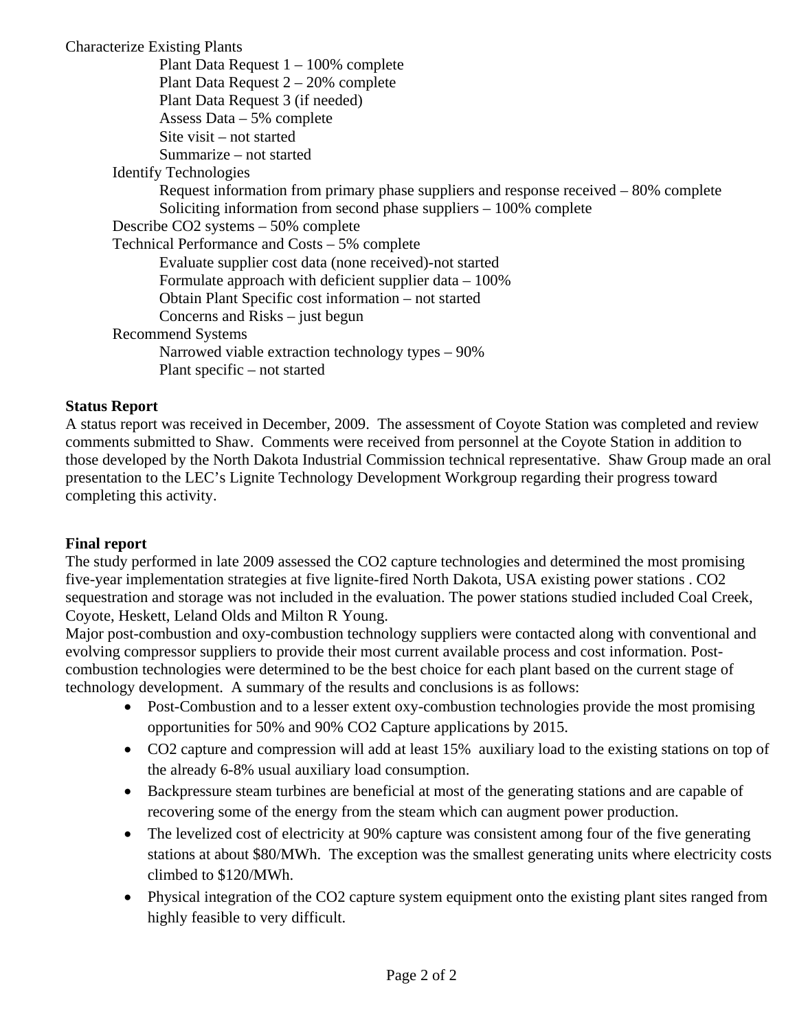Characterize Existing Plants

- Plant Data Request 1 – 100% complete
- Plant Data Request 2 – 20% complete
- Plant Data Request 3 (if needed)
- Assess Data – 5% complete
- Site visit – not started
- Summarize – not started

Identify Technologies

- Request information from primary phase suppliers and response received – 80% complete
- Soliciting information from second phase suppliers – 100% complete

Describe $CO_2$ systems – 50% complete

Technical Performance and Costs – 5% complete

- Evaluate supplier cost data (none received)-not started
- Formulate approach with deficient supplier data – 100%
- Obtain Plant Specific cost information – not started
- Concerns and Risks – just begun

Recommend Systems

- Narrowed viable extraction technology types – 90%
- Plant specific – not started

**Status Report**

A status report was received in December, 2009. The assessment of Coyote Station was completed and review comments submitted to Shaw. Comments were received from personnel at the Coyote Station in addition to those developed by the North Dakota Industrial Commission technical representative. Shaw Group made an oral presentation to the LEC's Lignite Technology Development Workgroup regarding their progress toward completing this activity.

**Final report**

The study performed in late 2009 assessed the $CO_2$ capture technologies and determined the most promising five-year implementation strategies at five lignite-fired North Dakota, USA existing power stations . $CO_2$ sequestration and storage was not included in the evaluation. The power stations studied included Coal Creek, Coyote, Heskett, Leland Olds and Milton R Young.

Major post-combustion and oxy-combustion technology suppliers were contacted along with conventional and evolving compressor suppliers to provide their most current available process and cost information. Post-combustion technologies were determined to be the best choice for each plant based on the current stage of technology development. A summary of the results and conclusions is as follows:

- Post-Combustion and to a lesser extent oxy-combustion technologies provide the most promising opportunities for 50% and 90% $CO_2$ Capture applications by 2015.
- $CO_2$ capture and compression will add at least 15% auxiliary load to the existing stations on top of the already 6-8% usual auxiliary load consumption.
- Backpressure steam turbines are beneficial at most of the generating stations and are capable of recovering some of the energy from the steam which can augment power production.
- The levelized cost of electricity at 90% capture was consistent among four of the five generating stations at about $80/MWh. The exception was the smallest generating units where electricity costs climbed to $120/MWh.
- Physical integration of the $CO_2$ capture system equipment onto the existing plant sites ranged from highly feasible to very difficult.